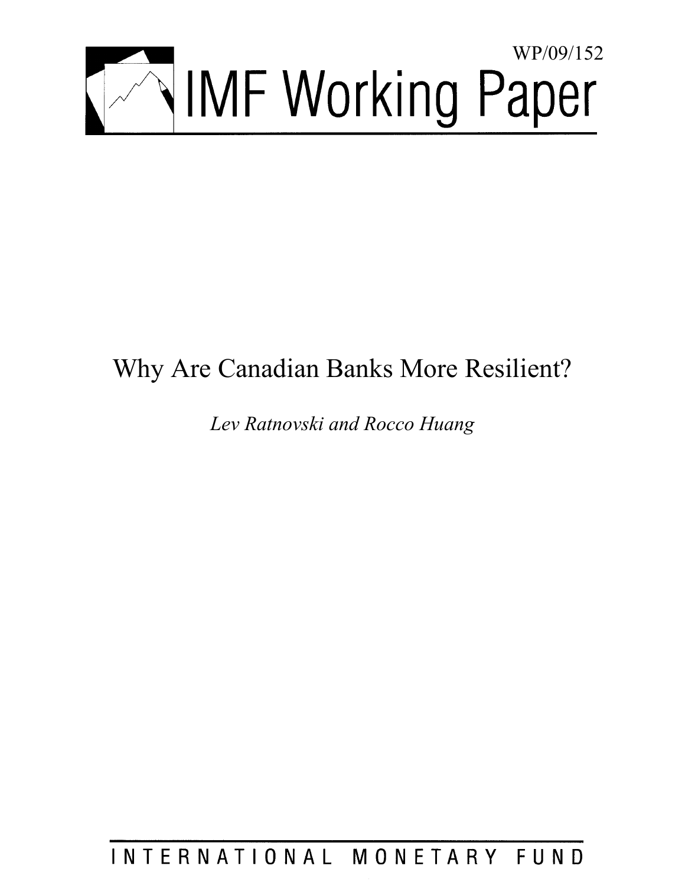WP/09/152

# IMF Working Paper

## Why Are Canadian Banks More Resilient?

*Lev Ratnovski and Rocco Huang*

INTERNATIONAL MONETARY FUND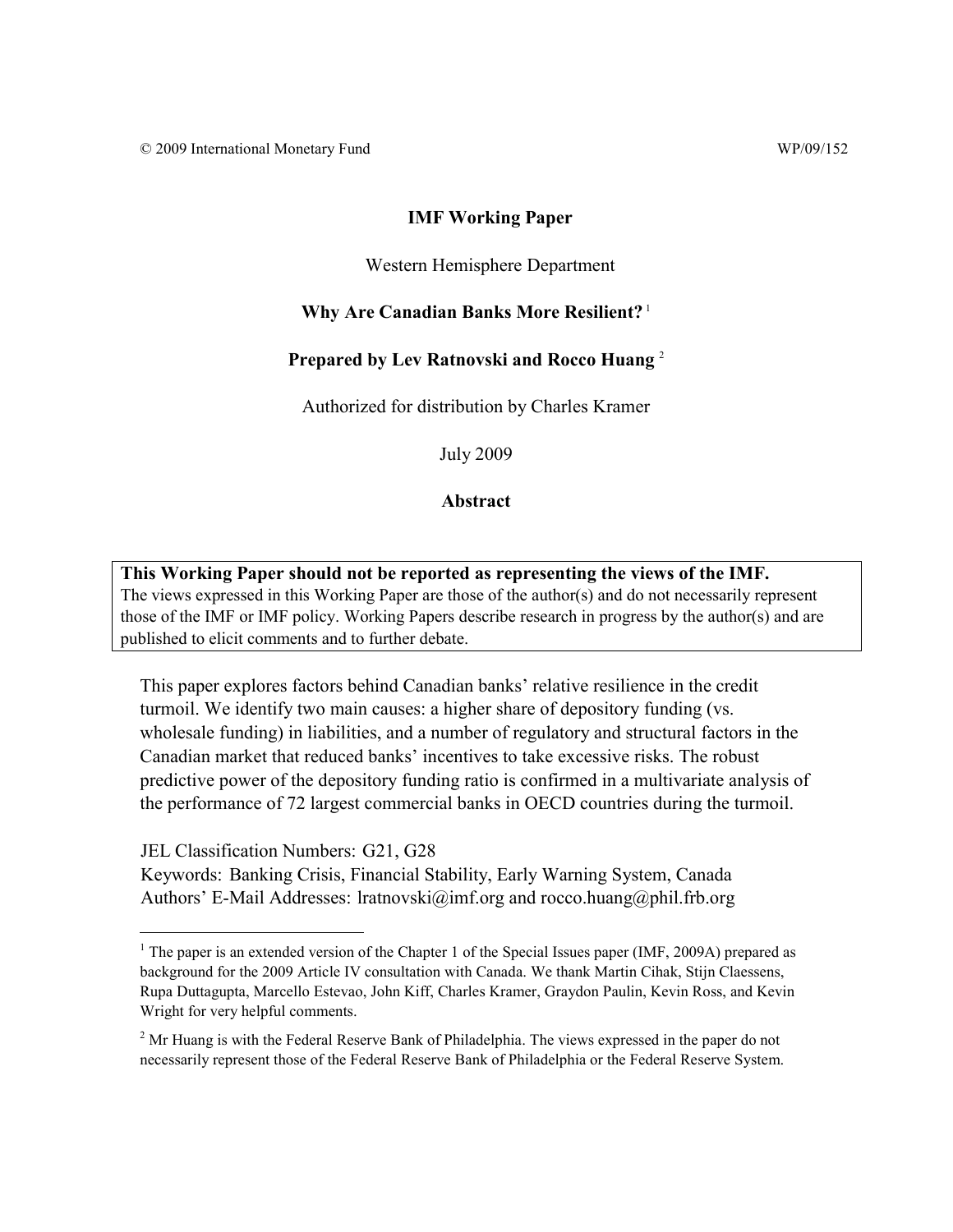© 2009 International Monetary Fund WP/09/152

**IMF Working Paper**

Western Hemisphere Department

**Why Are Canadian Banks More Resilient?** [1]

**Prepared by Lev Ratnovski and Rocco Huang** [2]

Authorized for distribution by Charles Kramer

July 2009

**Abstract**

**This Working Paper should not be reported as representing the views of the IMF.**
The views expressed in this Working Paper are those of the author(s) and do not necessarily represent those of the IMF or IMF policy. Working Papers describe research in progress by the author(s) and are published to elicit comments and to further debate.

This paper explores factors behind Canadian banks' relative resilience in the credit turmoil. We identify two main causes: a higher share of depository funding (vs. wholesale funding) in liabilities, and a number of regulatory and structural factors in the Canadian market that reduced banks' incentives to take excessive risks. The robust predictive power of the depository funding ratio is confirmed in a multivariate analysis of the performance of 72 largest commercial banks in OECD countries during the turmoil.

JEL Classification Numbers: G21, G28
Keywords: Banking Crisis, Financial Stability, Early Warning System, Canada
Authors' E-Mail Addresses: lratnovski@imf.org and rocco.huang@phil.frb.org

---

[1] The paper is an extended version of the Chapter 1 of the Special Issues paper (IMF, 2009A) prepared as background for the 2009 Article IV consultation with Canada. We thank Martin Cihak, Stijn Claessens, Rupa Duttagupta, Marcello Estevao, John Kiff, Charles Kramer, Graydon Paulin, Kevin Ross, and Kevin Wright for very helpful comments.

[2] Mr Huang is with the Federal Reserve Bank of Philadelphia. The views expressed in the paper do not necessarily represent those of the Federal Reserve Bank of Philadelphia or the Federal Reserve System.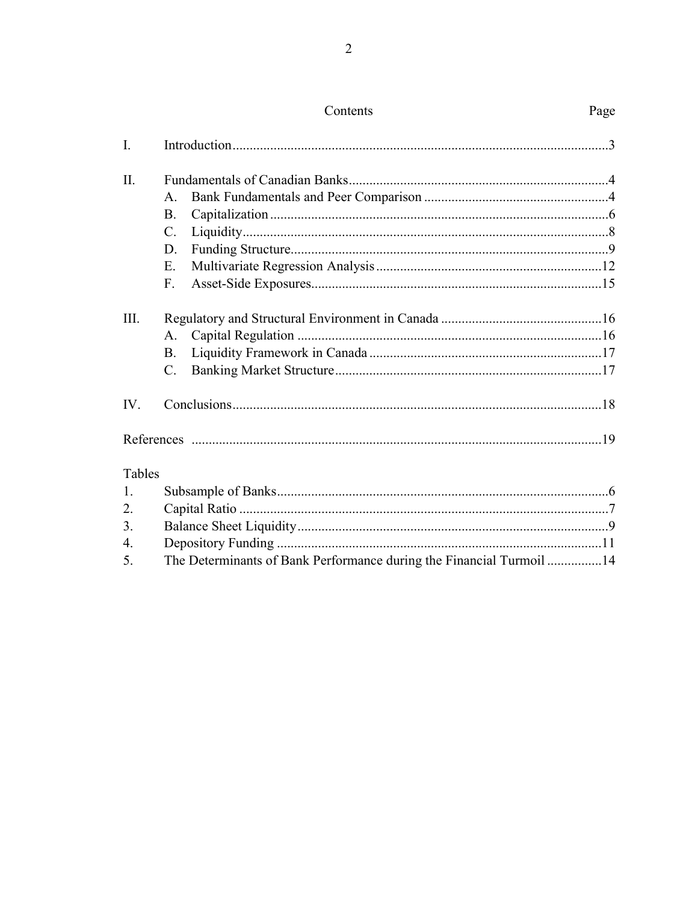## Contents

| | | Page |
|---|---|---|
| I. | Introduction | 3 |
| II. | Fundamentals of Canadian Banks | 4 |
| | A. Bank Fundamentals and Peer Comparison | 4 |
| | B. Capitalization | 6 |
| | C. Liquidity | 8 |
| | D. Funding Structure | 9 |
| | E. Multivariate Regression Analysis | 12 |
| | F. Asset-Side Exposures | 15 |
| III. | Regulatory and Structural Environment in Canada | 16 |
| | A. Capital Regulation | 16 |
| | B. Liquidity Framework in Canada | 17 |
| | C. Banking Market Structure | 17 |
| IV. | Conclusions | 18 |
| References | | 19 |

**Tables**

| | | |
|---|---|---|
| 1. | Subsample of Banks | 6 |
| 2. | Capital Ratio | 7 |
| 3. | Balance Sheet Liquidity | 9 |
| 4. | Depository Funding | 11 |
| 5. | The Determinants of Bank Performance during the Financial Turmoil | 14 |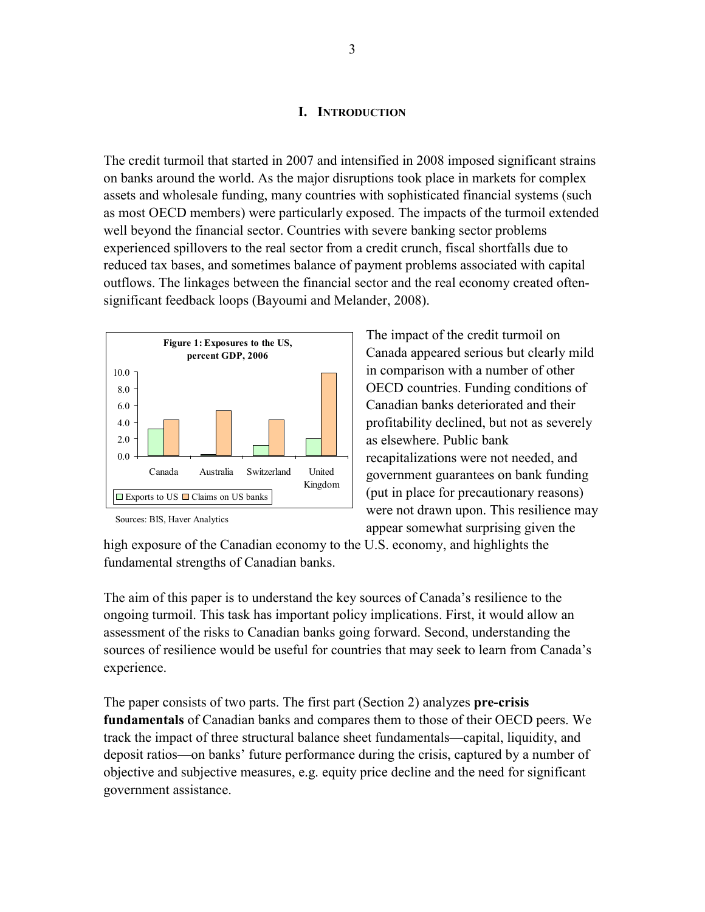# I. INTRODUCTION

The credit turmoil that started in 2007 and intensified in 2008 imposed significant strains on banks around the world. As the major disruptions took place in markets for complex assets and wholesale funding, many countries with sophisticated financial systems (such as most OECD members) were particularly exposed. The impacts of the turmoil extended well beyond the financial sector. Countries with severe banking sector problems experienced spillovers to the real sector from a credit crunch, fiscal shortfalls due to reduced tax bases, and sometimes balance of payment problems associated with capital outflows. The linkages between the financial sector and the real economy created often-significant feedback loops (Bayoumi and Melander, 2008).

**Figure 1: Exposures to the US, percent GDP, 2006**

Sources: BIS, Haver Analytics

The impact of the credit turmoil on Canada appeared serious but clearly mild in comparison with a number of other OECD countries. Funding conditions of Canadian banks deteriorated and their profitability declined, but not as severely as elsewhere. Public bank recapitalizations were not needed, and government guarantees on bank funding (put in place for precautionary reasons) were not drawn upon. This resilience may appear somewhat surprising given the high exposure of the Canadian economy to the U.S. economy, and highlights the fundamental strengths of Canadian banks.

The aim of this paper is to understand the key sources of Canada's resilience to the ongoing turmoil. This task has important policy implications. First, it would allow an assessment of the risks to Canadian banks going forward. Second, understanding the sources of resilience would be useful for countries that may seek to learn from Canada's experience.

The paper consists of two parts. The first part (Section 2) analyzes **pre-crisis fundamentals** of Canadian banks and compares them to those of their OECD peers. We track the impact of three structural balance sheet fundamentals—capital, liquidity, and deposit ratios—on banks' future performance during the crisis, captured by a number of objective and subjective measures, e.g. equity price decline and the need for significant government assistance.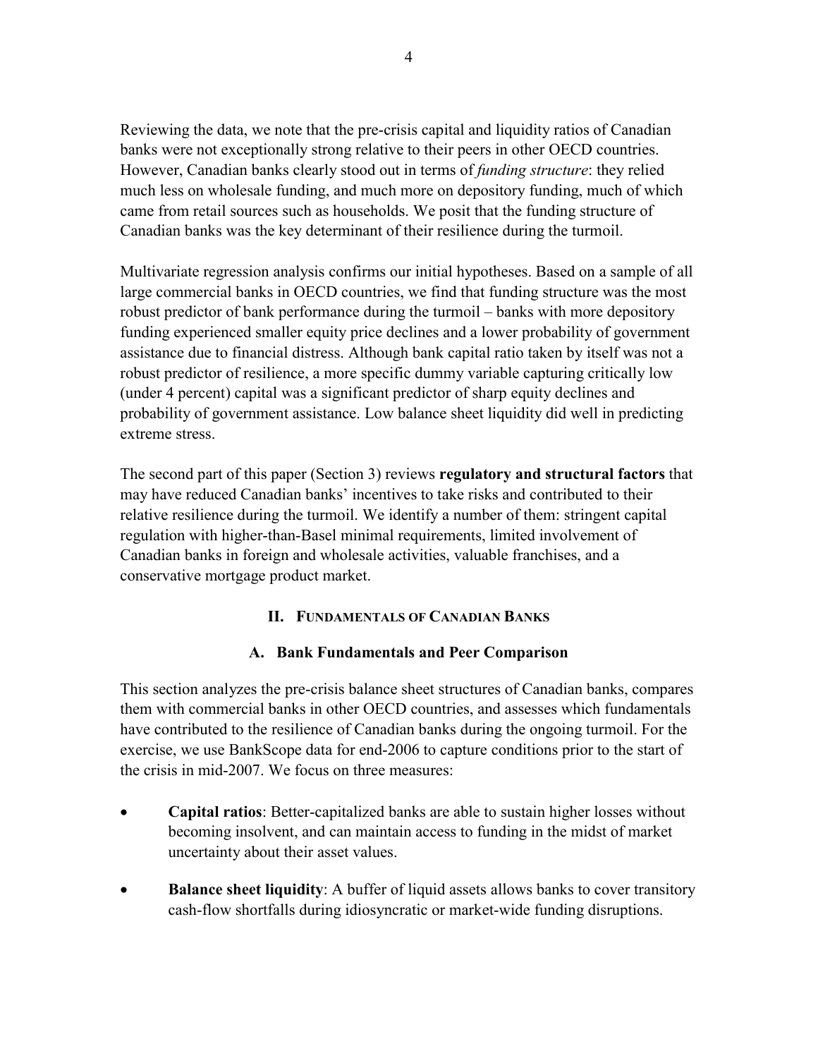Reviewing the data, we note that the pre-crisis capital and liquidity ratios of Canadian banks were not exceptionally strong relative to their peers in other OECD countries. However, Canadian banks clearly stood out in terms of *funding structure*: they relied much less on wholesale funding, and much more on depository funding, much of which came from retail sources such as households. We posit that the funding structure of Canadian banks was the key determinant of their resilience during the turmoil.

Multivariate regression analysis confirms our initial hypotheses. Based on a sample of all large commercial banks in OECD countries, we find that funding structure was the most robust predictor of bank performance during the turmoil – banks with more depository funding experienced smaller equity price declines and a lower probability of government assistance due to financial distress. Although bank capital ratio taken by itself was not a robust predictor of resilience, a more specific dummy variable capturing critically low (under 4 percent) capital was a significant predictor of sharp equity declines and probability of government assistance. Low balance sheet liquidity did well in predicting extreme stress.

The second part of this paper (Section 3) reviews **regulatory and structural factors** that may have reduced Canadian banks' incentives to take risks and contributed to their relative resilience during the turmoil. We identify a number of them: stringent capital regulation with higher-than-Basel minimal requirements, limited involvement of Canadian banks in foreign and wholesale activities, valuable franchises, and a conservative mortgage product market.

## II. Fundamentals of Canadian Banks

### A. Bank Fundamentals and Peer Comparison

This section analyzes the pre-crisis balance sheet structures of Canadian banks, compares them with commercial banks in other OECD countries, and assesses which fundamentals have contributed to the resilience of Canadian banks during the ongoing turmoil. For the exercise, we use BankScope data for end-2006 to capture conditions prior to the start of the crisis in mid-2007. We focus on three measures:

- **Capital ratios**: Better-capitalized banks are able to sustain higher losses without becoming insolvent, and can maintain access to funding in the midst of market uncertainty about their asset values.
- **Balance sheet liquidity**: A buffer of liquid assets allows banks to cover transitory cash-flow shortfalls during idiosyncratic or market-wide funding disruptions.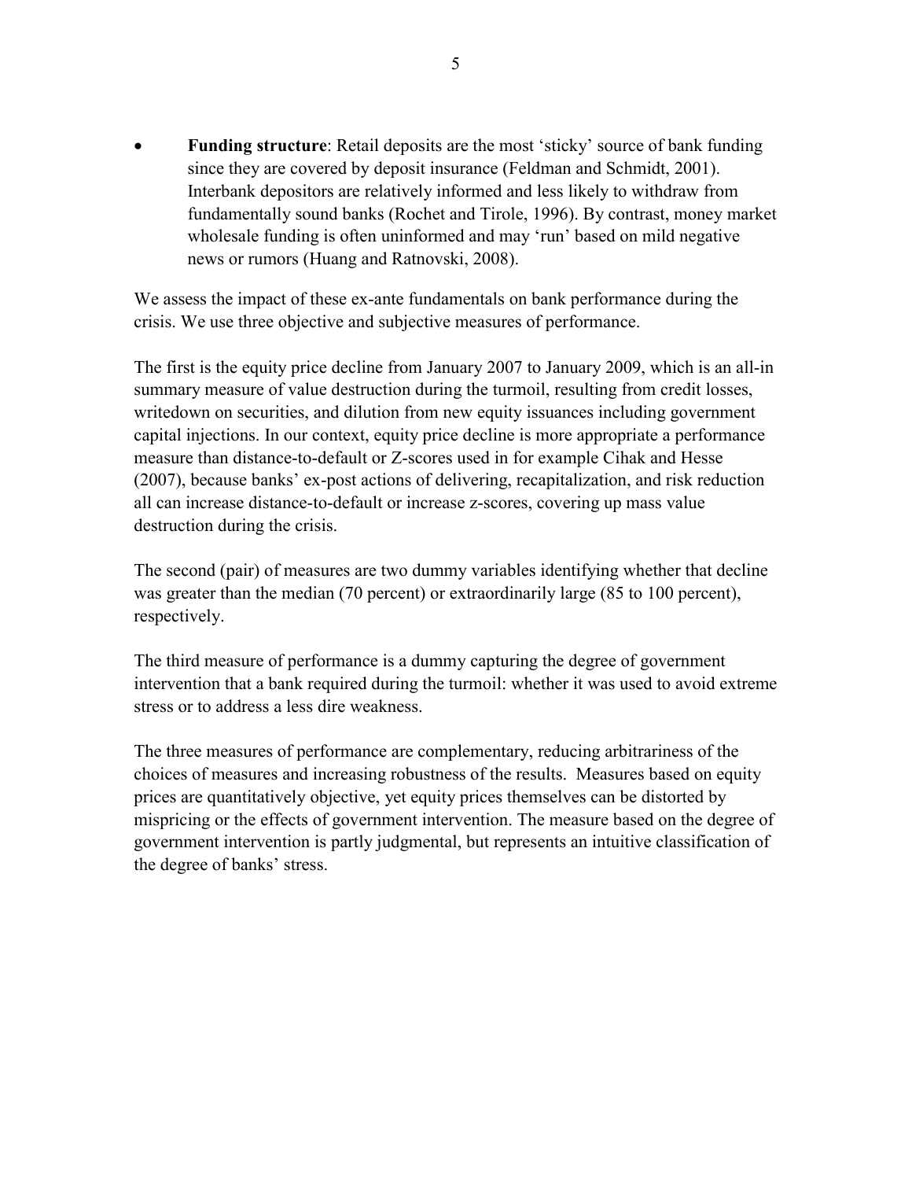- **Funding structure**: Retail deposits are the most 'sticky' source of bank funding since they are covered by deposit insurance (Feldman and Schmidt, 2001). Interbank depositors are relatively informed and less likely to withdraw from fundamentally sound banks (Rochet and Tirole, 1996). By contrast, money market wholesale funding is often uninformed and may 'run' based on mild negative news or rumors (Huang and Ratnovski, 2008).

We assess the impact of these ex-ante fundamentals on bank performance during the crisis. We use three objective and subjective measures of performance.

The first is the equity price decline from January 2007 to January 2009, which is an all-in summary measure of value destruction during the turmoil, resulting from credit losses, writedown on securities, and dilution from new equity issuances including government capital injections. In our context, equity price decline is more appropriate a performance measure than distance-to-default or Z-scores used in for example Cihak and Hesse (2007), because banks' ex-post actions of delivering, recapitalization, and risk reduction all can increase distance-to-default or increase z-scores, covering up mass value destruction during the crisis.

The second (pair) of measures are two dummy variables identifying whether that decline was greater than the median (70 percent) or extraordinarily large (85 to 100 percent), respectively.

The third measure of performance is a dummy capturing the degree of government intervention that a bank required during the turmoil: whether it was used to avoid extreme stress or to address a less dire weakness.

The three measures of performance are complementary, reducing arbitrariness of the choices of measures and increasing robustness of the results. Measures based on equity prices are quantitatively objective, yet equity prices themselves can be distorted by mispricing or the effects of government intervention. The measure based on the degree of government intervention is partly judgmental, but represents an intuitive classification of the degree of banks' stress.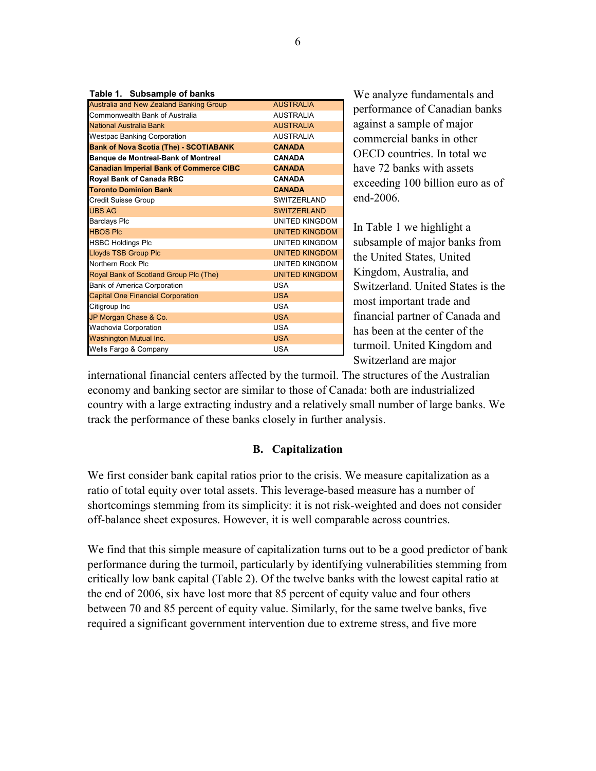**Table 1. Subsample of banks**

| Bank | Country |
|---|---|
| Australia and New Zealand Banking Group | AUSTRALIA |
| Commonwealth Bank of Australia | AUSTRALIA |
| National Australia Bank | AUSTRALIA |
| Westpac Banking Corporation | AUSTRALIA |
| **Bank of Nova Scotia (The) - SCOTIABANK** | **CANADA** |
| **Banque de Montreal-Bank of Montreal** | **CANADA** |
| **Canadian Imperial Bank of Commerce CIBC** | **CANADA** |
| **Royal Bank of Canada RBC** | **CANADA** |
| **Toronto Dominion Bank** | **CANADA** |
| Credit Suisse Group | SWITZERLAND |
| UBS AG | SWITZERLAND |
| Barclays Plc | UNITED KINGDOM |
| HBOS Plc | UNITED KINGDOM |
| HSBC Holdings Plc | UNITED KINGDOM |
| Lloyds TSB Group Plc | UNITED KINGDOM |
| Northern Rock Plc | UNITED KINGDOM |
| Royal Bank of Scotland Group Plc (The) | UNITED KINGDOM |
| Bank of America Corporation | USA |
| Capital One Financial Corporation | USA |
| Citigroup Inc | USA |
| JP Morgan Chase & Co. | USA |
| Wachovia Corporation | USA |
| Washington Mutual Inc. | USA |
| Wells Fargo & Company | USA |

We analyze fundamentals and performance of Canadian banks against a sample of major commercial banks in other OECD countries. In total we have 72 banks with assets exceeding 100 billion euro as of end-2006.

In Table 1 we highlight a subsample of major banks from the United States, United Kingdom, Australia, and Switzerland. United States is the most important trade and financial partner of Canada and has been at the center of the turmoil. United Kingdom and Switzerland are major international financial centers affected by the turmoil. The structures of the Australian economy and banking sector are similar to those of Canada: both are industrialized country with a large extracting industry and a relatively small number of large banks. We track the performance of these banks closely in further analysis.

## B. Capitalization

We first consider bank capital ratios prior to the crisis. We measure capitalization as a ratio of total equity over total assets. This leverage-based measure has a number of shortcomings stemming from its simplicity: it is not risk-weighted and does not consider off-balance sheet exposures. However, it is well comparable across countries.

We find that this simple measure of capitalization turns out to be a good predictor of bank performance during the turmoil, particularly by identifying vulnerabilities stemming from critically low bank capital (Table 2). Of the twelve banks with the lowest capital ratio at the end of 2006, six have lost more that 85 percent of equity value and four others between 70 and 85 percent of equity value. Similarly, for the same twelve banks, five required a significant government intervention due to extreme stress, and five more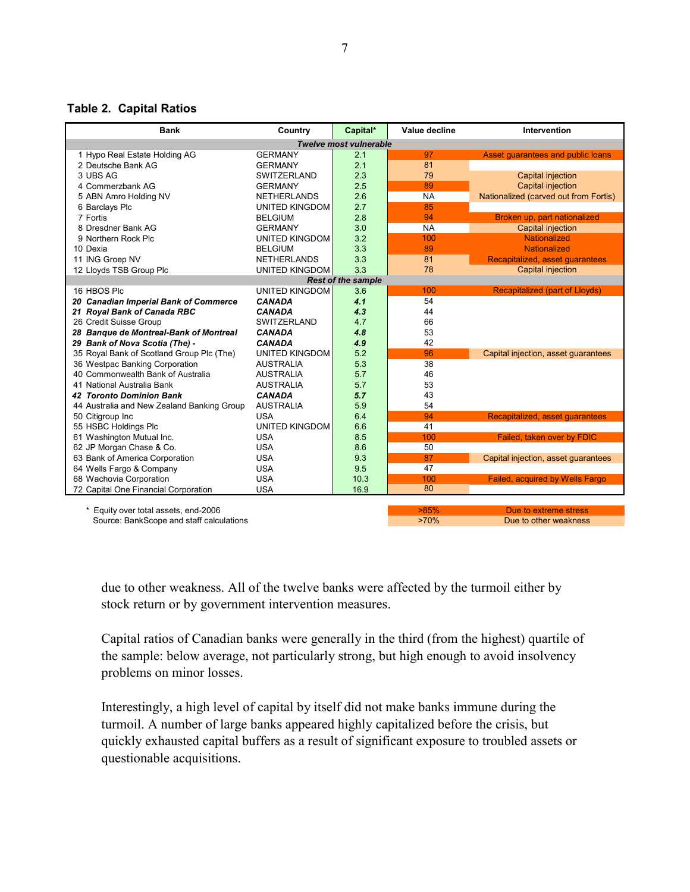**Table 2. Capital Ratios**

| Bank | Country | Capital* | Value decline | Intervention |
|---|---|---|---|---|
| | | ***Twelve most vulnerable*** | | |
| 1 Hypo Real Estate Holding AG | GERMANY | 2.1 | 97 | Asset guarantees and public loans |
| 2 Deutsche Bank AG | GERMANY | 2.1 | 81 | |
| 3 UBS AG | SWITZERLAND | 2.3 | 79 | Capital injection |
| 4 Commerzbank AG | GERMANY | 2.5 | 89 | Capital injection |
| 5 ABN Amro Holding NV | NETHERLANDS | 2.6 | NA | Nationalized (carved out from Fortis) |
| 6 Barclays Plc | UNITED KINGDOM | 2.7 | 85 | |
| 7 Fortis | BELGIUM | 2.8 | 94 | Broken up, part nationalized |
| 8 Dresdner Bank AG | GERMANY | 3.0 | NA | Capital injection |
| 9 Northern Rock Plc | UNITED KINGDOM | 3.2 | 100 | Nationalized |
| 10 Dexia | BELGIUM | 3.3 | 89 | Nationalized |
| 11 ING Groep NV | NETHERLANDS | 3.3 | 81 | Recapitalized, asset guarantees |
| 12 Lloyds TSB Group Plc | UNITED KINGDOM | 3.3 | 78 | Capital injection |
| | | ***Rest of the sample*** | | |
| 16 HBOS Plc | UNITED KINGDOM | 3.6 | 100 | Recapitalized (part of Lloyds) |
| ***20 Canadian Imperial Bank of Commerce*** | ***CANADA*** | ***4.1*** | 54 | |
| ***21 Royal Bank of Canada RBC*** | ***CANADA*** | ***4.3*** | 44 | |
| 26 Credit Suisse Group | SWITZERLAND | 4.7 | 66 | |
| ***28 Banque de Montreal-Bank of Montreal*** | ***CANADA*** | ***4.8*** | 53 | |
| ***29 Bank of Nova Scotia (The) -*** | ***CANADA*** | ***4.9*** | 42 | |
| 35 Royal Bank of Scotland Group Plc (The) | UNITED KINGDOM | 5.2 | 96 | Capital injection, asset guarantees |
| 36 Westpac Banking Corporation | AUSTRALIA | 5.3 | 38 | |
| 40 Commonwealth Bank of Australia | AUSTRALIA | 5.7 | 46 | |
| 41 National Australia Bank | AUSTRALIA | 5.7 | 53 | |
| ***42 Toronto Dominion Bank*** | ***CANADA*** | ***5.7*** | 43 | |
| 44 Australia and New Zealand Banking Group | AUSTRALIA | 5.9 | 54 | |
| 50 Citigroup Inc | USA | 6.4 | 94 | Recapitalized, asset guarantees |
| 55 HSBC Holdings Plc | UNITED KINGDOM | 6.6 | 41 | |
| 61 Washington Mutual Inc. | USA | 8.5 | 100 | Failed, taken over by FDIC |
| 62 JP Morgan Chase & Co. | USA | 8.6 | 50 | |
| 63 Bank of America Corporation | USA | 9.3 | 87 | Capital injection, asset guarantees |
| 64 Wells Fargo & Company | USA | 9.5 | 47 | |
| 68 Wachovia Corporation | USA | 10.3 | 100 | Failed, acquired by Wells Fargo |
| 72 Capital One Financial Corporation | USA | 16.9 | 80 | |

\* Equity over total assets, end-2006
Source: BankScope and staff calculations

| Value decline | Intervention |
|---|---|
| >85% | Due to extreme stress |
| >70% | Due to other weakness |

due to other weakness. All of the twelve banks were affected by the turmoil either by stock return or by government intervention measures.

Capital ratios of Canadian banks were generally in the third (from the highest) quartile of the sample: below average, not particularly strong, but high enough to avoid insolvency problems on minor losses.

Interestingly, a high level of capital by itself did not make banks immune during the turmoil. A number of large banks appeared highly capitalized before the crisis, but quickly exhausted capital buffers as a result of significant exposure to troubled assets or questionable acquisitions.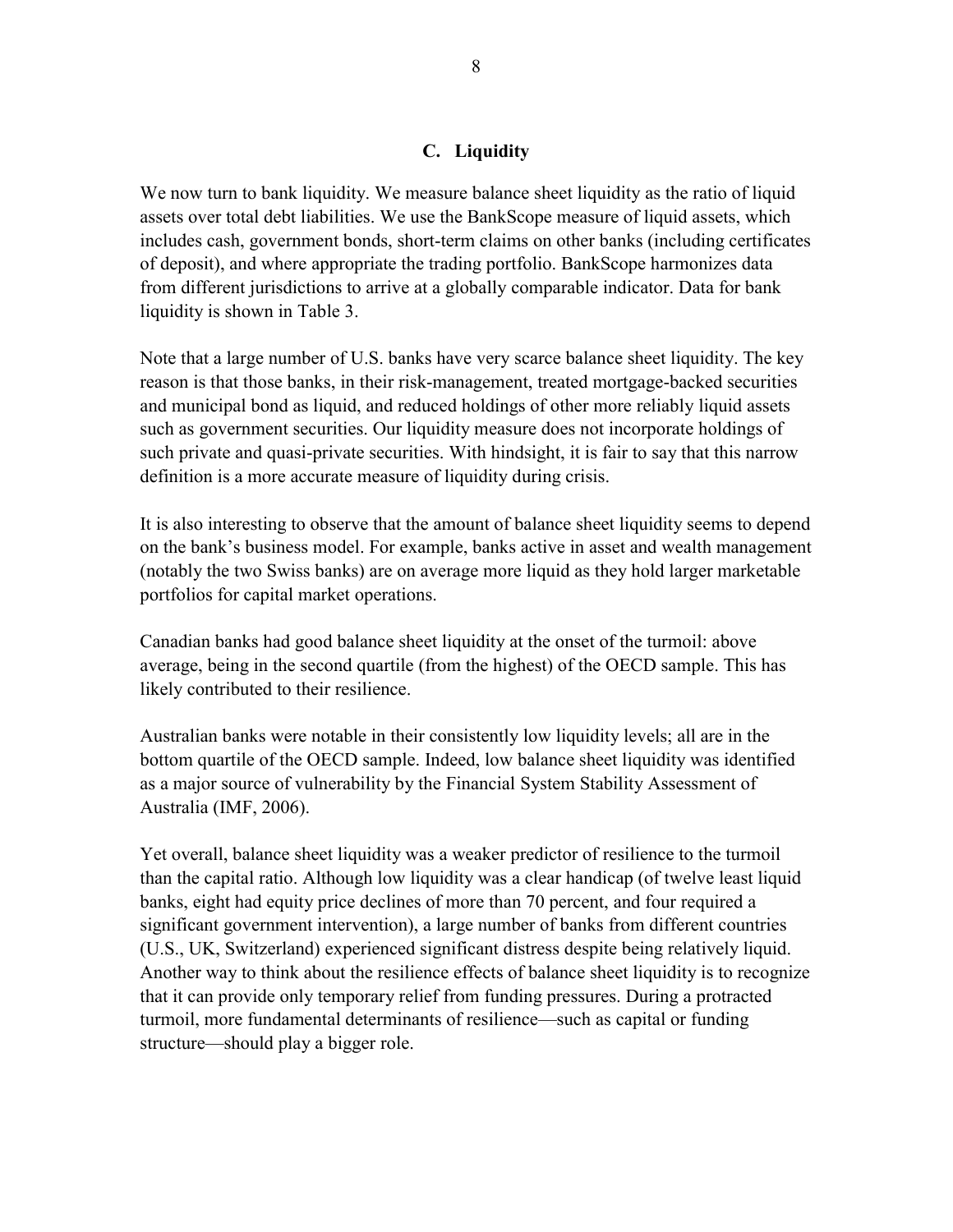### C. Liquidity

We now turn to bank liquidity. We measure balance sheet liquidity as the ratio of liquid assets over total debt liabilities. We use the BankScope measure of liquid assets, which includes cash, government bonds, short-term claims on other banks (including certificates of deposit), and where appropriate the trading portfolio. BankScope harmonizes data from different jurisdictions to arrive at a globally comparable indicator. Data for bank liquidity is shown in Table 3.

Note that a large number of U.S. banks have very scarce balance sheet liquidity. The key reason is that those banks, in their risk-management, treated mortgage-backed securities and municipal bond as liquid, and reduced holdings of other more reliably liquid assets such as government securities. Our liquidity measure does not incorporate holdings of such private and quasi-private securities. With hindsight, it is fair to say that this narrow definition is a more accurate measure of liquidity during crisis.

It is also interesting to observe that the amount of balance sheet liquidity seems to depend on the bank's business model. For example, banks active in asset and wealth management (notably the two Swiss banks) are on average more liquid as they hold larger marketable portfolios for capital market operations.

Canadian banks had good balance sheet liquidity at the onset of the turmoil: above average, being in the second quartile (from the highest) of the OECD sample. This has likely contributed to their resilience.

Australian banks were notable in their consistently low liquidity levels; all are in the bottom quartile of the OECD sample. Indeed, low balance sheet liquidity was identified as a major source of vulnerability by the Financial System Stability Assessment of Australia (IMF, 2006).

Yet overall, balance sheet liquidity was a weaker predictor of resilience to the turmoil than the capital ratio. Although low liquidity was a clear handicap (of twelve least liquid banks, eight had equity price declines of more than 70 percent, and four required a significant government intervention), a large number of banks from different countries (U.S., UK, Switzerland) experienced significant distress despite being relatively liquid. Another way to think about the resilience effects of balance sheet liquidity is to recognize that it can provide only temporary relief from funding pressures. During a protracted turmoil, more fundamental determinants of resilience—such as capital or funding structure—should play a bigger role.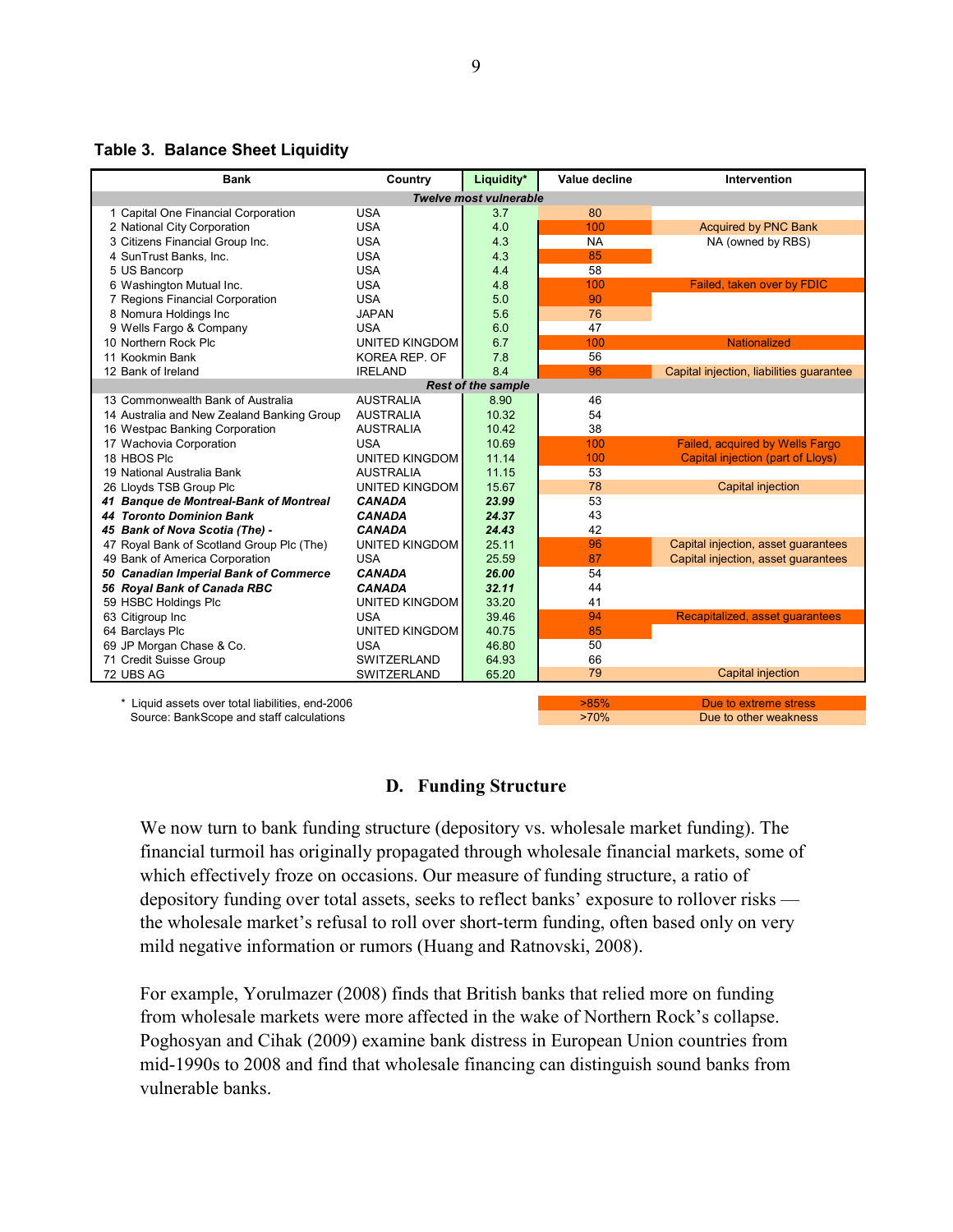**Table 3. Balance Sheet Liquidity**

| Bank | Country | Liquidity* | Value decline | Intervention |
|---|---|---|---|---|
| | | *Twelve most vulnerable* | | |
| 1 Capital One Financial Corporation | USA | 3.7 | 80 | |
| 2 National City Corporation | USA | 4.0 | 100 | Acquired by PNC Bank |
| 3 Citizens Financial Group Inc. | USA | 4.3 | NA | NA (owned by RBS) |
| 4 SunTrust Banks, Inc. | USA | 4.3 | 85 | |
| 5 US Bancorp | USA | 4.4 | 58 | |
| 6 Washington Mutual Inc. | USA | 4.8 | 100 | Failed, taken over by FDIC |
| 7 Regions Financial Corporation | USA | 5.0 | 90 | |
| 8 Nomura Holdings Inc | JAPAN | 5.6 | 76 | |
| 9 Wells Fargo & Company | USA | 6.0 | 47 | |
| 10 Northern Rock Plc | UNITED KINGDOM | 6.7 | 100 | Nationalized |
| 11 Kookmin Bank | KOREA REP. OF | 7.8 | 56 | |
| 12 Bank of Ireland | IRELAND | 8.4 | 96 | Capital injection, liabilities guarantee |
| | | *Rest of the sample* | | |
| 13 Commonwealth Bank of Australia | AUSTRALIA | 8.90 | 46 | |
| 14 Australia and New Zealand Banking Group | AUSTRALIA | 10.32 | 54 | |
| 16 Westpac Banking Corporation | AUSTRALIA | 10.42 | 38 | |
| 17 Wachovia Corporation | USA | 10.69 | 100 | Failed, acquired by Wells Fargo |
| 18 HBOS Plc | UNITED KINGDOM | 11.14 | 100 | Capital injection (part of Lloys) |
| 19 National Australia Bank | AUSTRALIA | 11.15 | 53 | |
| 26 Lloyds TSB Group Plc | UNITED KINGDOM | 15.67 | 78 | Capital injection |
| ***41 Banque de Montreal-Bank of Montreal*** | ***CANADA*** | ***23.99*** | 53 | |
| ***44 Toronto Dominion Bank*** | ***CANADA*** | ***24.37*** | 43 | |
| ***45 Bank of Nova Scotia (The) -*** | ***CANADA*** | ***24.43*** | 42 | |
| 47 Royal Bank of Scotland Group Plc (The) | UNITED KINGDOM | 25.11 | 96 | Capital injection, asset guarantees |
| 49 Bank of America Corporation | USA | 25.59 | 87 | Capital injection, asset guarantees |
| ***50 Canadian Imperial Bank of Commerce*** | ***CANADA*** | ***26.00*** | 54 | |
| ***56 Royal Bank of Canada RBC*** | ***CANADA*** | ***32.11*** | 44 | |
| 59 HSBC Holdings Plc | UNITED KINGDOM | 33.20 | 41 | |
| 63 Citigroup Inc | USA | 39.46 | 94 | Recapitalized, asset guarantees |
| 64 Barclays Plc | UNITED KINGDOM | 40.75 | 85 | |
| 69 JP Morgan Chase & Co. | USA | 46.80 | 50 | |
| 71 Credit Suisse Group | SWITZERLAND | 64.93 | 66 | |
| 72 UBS AG | SWITZERLAND | 65.20 | 79 | Capital injection |

\* Liquid assets over total liabilities, end-2006
Source: BankScope and staff calculations

| Value decline | Intervention |
|---|---|
| >85% | Due to extreme stress |
| >70% | Due to other weakness |

### D. Funding Structure

We now turn to bank funding structure (depository vs. wholesale market funding). The financial turmoil has originally propagated through wholesale financial markets, some of which effectively froze on occasions. Our measure of funding structure, a ratio of depository funding over total assets, seeks to reflect banks' exposure to rollover risks — the wholesale market's refusal to roll over short-term funding, often based only on very mild negative information or rumors (Huang and Ratnovski, 2008).

For example, Yorulmazer (2008) finds that British banks that relied more on funding from wholesale markets were more affected in the wake of Northern Rock's collapse. Poghosyan and Cihak (2009) examine bank distress in European Union countries from mid-1990s to 2008 and find that wholesale financing can distinguish sound banks from vulnerable banks.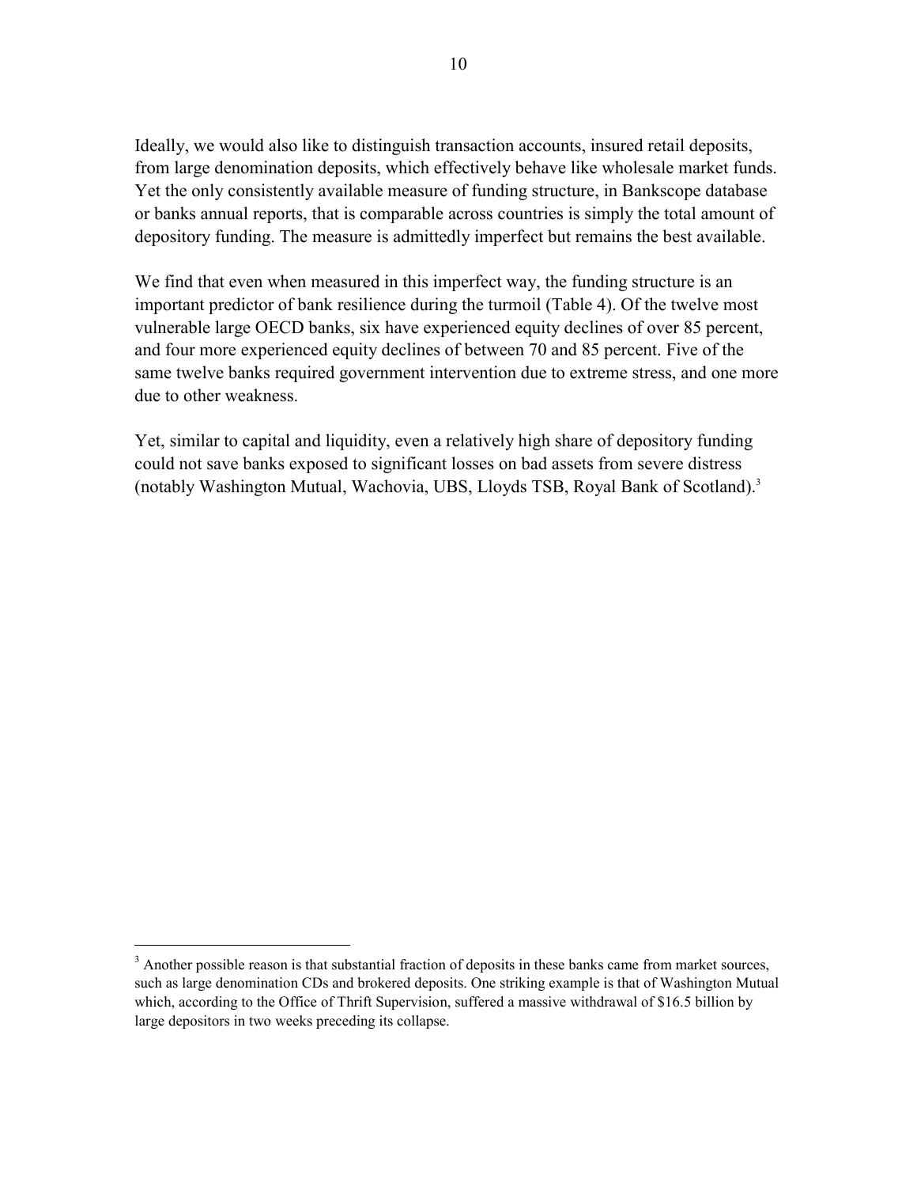Ideally, we would also like to distinguish transaction accounts, insured retail deposits, from large denomination deposits, which effectively behave like wholesale market funds. Yet the only consistently available measure of funding structure, in Bankscope database or banks annual reports, that is comparable across countries is simply the total amount of depository funding. The measure is admittedly imperfect but remains the best available.

We find that even when measured in this imperfect way, the funding structure is an important predictor of bank resilience during the turmoil (Table 4). Of the twelve most vulnerable large OECD banks, six have experienced equity declines of over 85 percent, and four more experienced equity declines of between 70 and 85 percent. Five of the same twelve banks required government intervention due to extreme stress, and one more due to other weakness.

Yet, similar to capital and liquidity, even a relatively high share of depository funding could not save banks exposed to significant losses on bad assets from severe distress (notably Washington Mutual, Wachovia, UBS, Lloyds TSB, Royal Bank of Scotland).[3]

---

[3] Another possible reason is that substantial fraction of deposits in these banks came from market sources, such as large denomination CDs and brokered deposits. One striking example is that of Washington Mutual which, according to the Office of Thrift Supervision, suffered a massive withdrawal of $16.5 billion by large depositors in two weeks preceding its collapse.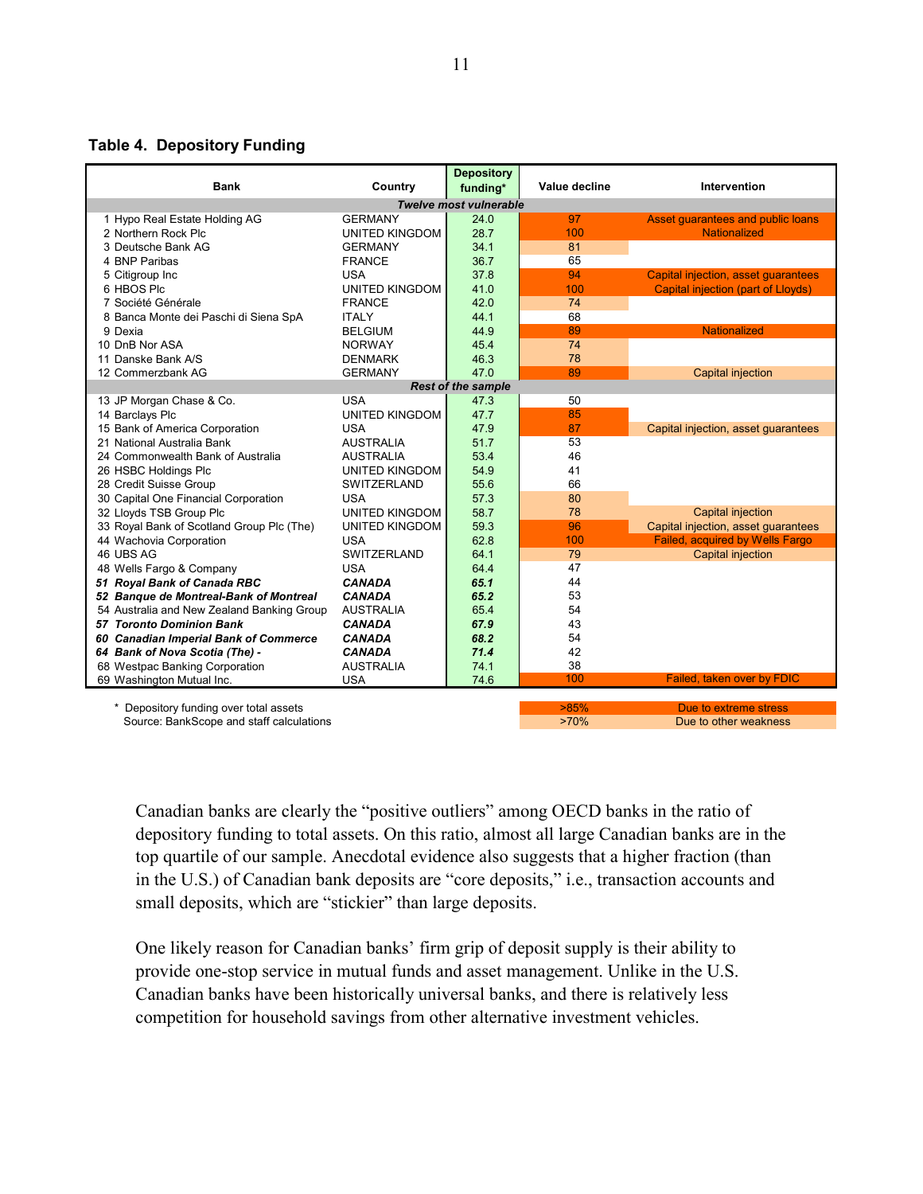**Table 4. Depository Funding**

| Bank | Country | Depository funding* | Value decline | Intervention |
|---|---|---|---|---|
| *Twelve most vulnerable* | | | | |
| 1 Hypo Real Estate Holding AG | GERMANY | 24.0 | 97 | Asset guarantees and public loans |
| 2 Northern Rock Plc | UNITED KINGDOM | 28.7 | 100 | Nationalized |
| 3 Deutsche Bank AG | GERMANY | 34.1 | 81 | |
| 4 BNP Paribas | FRANCE | 36.7 | 65 | |
| 5 Citigroup Inc | USA | 37.8 | 94 | Capital injection, asset guarantees |
| 6 HBOS Plc | UNITED KINGDOM | 41.0 | 100 | Capital injection (part of Lloyds) |
| 7 Société Générale | FRANCE | 42.0 | 74 | |
| 8 Banca Monte dei Paschi di Siena SpA | ITALY | 44.1 | 68 | |
| 9 Dexia | BELGIUM | 44.9 | 89 | Nationalized |
| 10 DnB Nor ASA | NORWAY | 45.4 | 74 | |
| 11 Danske Bank A/S | DENMARK | 46.3 | 78 | |
| 12 Commerzbank AG | GERMANY | 47.0 | 89 | Capital injection |
| *Rest of the sample* | | | | |
| 13 JP Morgan Chase & Co. | USA | 47.3 | 50 | |
| 14 Barclays Plc | UNITED KINGDOM | 47.7 | 85 | |
| 15 Bank of America Corporation | USA | 47.9 | 87 | Capital injection, asset guarantees |
| 21 National Australia Bank | AUSTRALIA | 51.7 | 53 | |
| 24 Commonwealth Bank of Australia | AUSTRALIA | 53.4 | 46 | |
| 26 HSBC Holdings Plc | UNITED KINGDOM | 54.9 | 41 | |
| 28 Credit Suisse Group | SWITZERLAND | 55.6 | 66 | |
| 30 Capital One Financial Corporation | USA | 57.3 | 80 | |
| 32 Lloyds TSB Group Plc | UNITED KINGDOM | 58.7 | 78 | Capital injection |
| 33 Royal Bank of Scotland Group Plc (The) | UNITED KINGDOM | 59.3 | 96 | Capital injection, asset guarantees |
| 44 Wachovia Corporation | USA | 62.8 | 100 | Failed, acquired by Wells Fargo |
| 46 UBS AG | SWITZERLAND | 64.1 | 79 | Capital injection |
| 48 Wells Fargo & Company | USA | 64.4 | 47 | |
| ***51 Royal Bank of Canada RBC*** | ***CANADA*** | ***65.1*** | 44 | |
| ***52 Banque de Montreal-Bank of Montreal*** | ***CANADA*** | ***65.2*** | 53 | |
| 54 Australia and New Zealand Banking Group | AUSTRALIA | 65.4 | 54 | |
| ***57 Toronto Dominion Bank*** | ***CANADA*** | ***67.9*** | 43 | |
| ***60 Canadian Imperial Bank of Commerce*** | ***CANADA*** | ***68.2*** | 54 | |
| ***64 Bank of Nova Scotia (The) -*** | ***CANADA*** | ***71.4*** | 42 | |
| 68 Westpac Banking Corporation | AUSTRALIA | 74.1 | 38 | |
| 69 Washington Mutual Inc. | USA | 74.6 | 100 | Failed, taken over by FDIC |

\* Depository funding over total assets
Source: BankScope and staff calculations

| Value decline | Legend |
|---|---|
| >85% | Due to extreme stress |
| >70% | Due to other weakness |

Canadian banks are clearly the "positive outliers" among OECD banks in the ratio of depository funding to total assets. On this ratio, almost all large Canadian banks are in the top quartile of our sample. Anecdotal evidence also suggests that a higher fraction (than in the U.S.) of Canadian bank deposits are "core deposits," i.e., transaction accounts and small deposits, which are "stickier" than large deposits.

One likely reason for Canadian banks' firm grip of deposit supply is their ability to provide one-stop service in mutual funds and asset management. Unlike in the U.S. Canadian banks have been historically universal banks, and there is relatively less competition for household savings from other alternative investment vehicles.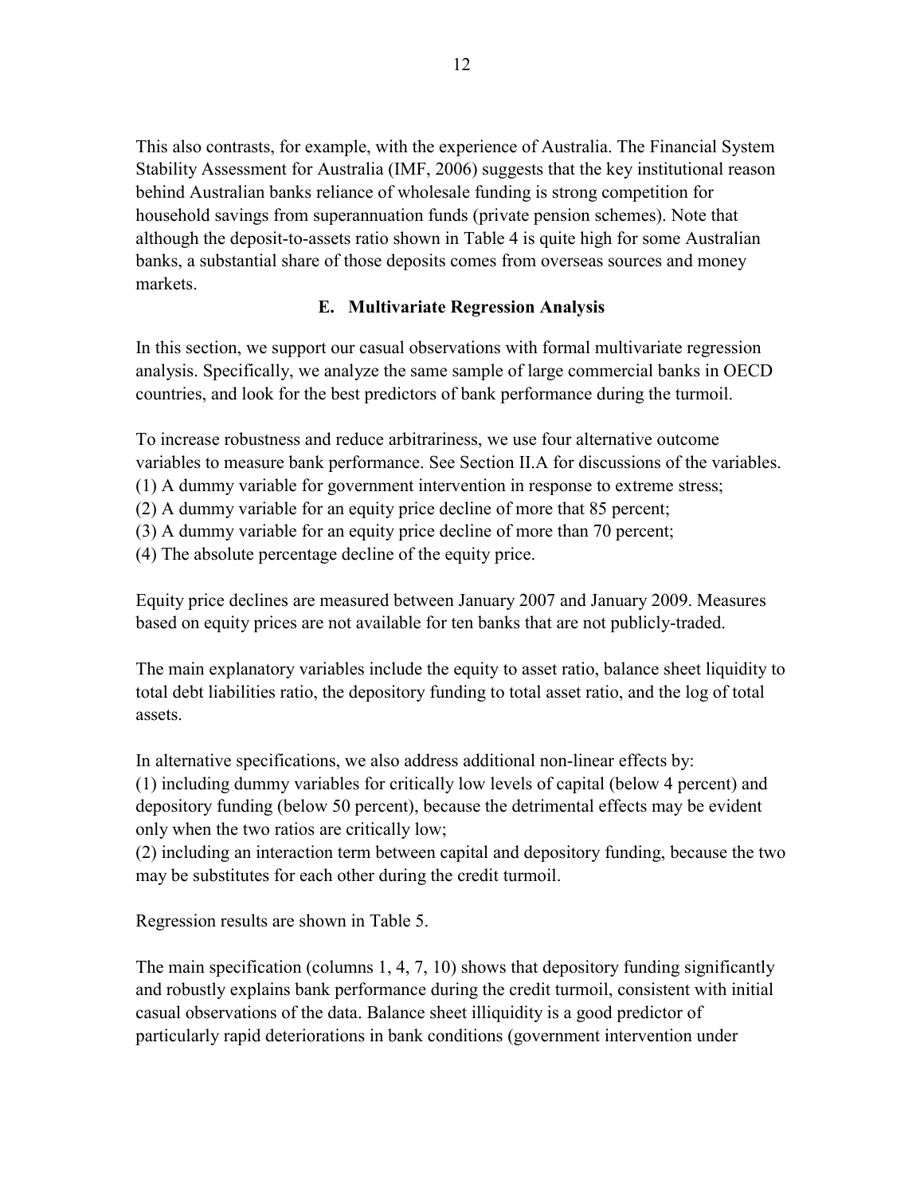This also contrasts, for example, with the experience of Australia. The Financial System Stability Assessment for Australia (IMF, 2006) suggests that the key institutional reason behind Australian banks reliance of wholesale funding is strong competition for household savings from superannuation funds (private pension schemes). Note that although the deposit-to-assets ratio shown in Table 4 is quite high for some Australian banks, a substantial share of those deposits comes from overseas sources and money markets.

### E. Multivariate Regression Analysis

In this section, we support our casual observations with formal multivariate regression analysis. Specifically, we analyze the same sample of large commercial banks in OECD countries, and look for the best predictors of bank performance during the turmoil.

To increase robustness and reduce arbitrariness, we use four alternative outcome variables to measure bank performance. See Section II.A for discussions of the variables.
(1) A dummy variable for government intervention in response to extreme stress;
(2) A dummy variable for an equity price decline of more that 85 percent;
(3) A dummy variable for an equity price decline of more than 70 percent;
(4) The absolute percentage decline of the equity price.

Equity price declines are measured between January 2007 and January 2009. Measures based on equity prices are not available for ten banks that are not publicly-traded.

The main explanatory variables include the equity to asset ratio, balance sheet liquidity to total debt liabilities ratio, the depository funding to total asset ratio, and the log of total assets.

In alternative specifications, we also address additional non-linear effects by:
(1) including dummy variables for critically low levels of capital (below 4 percent) and depository funding (below 50 percent), because the detrimental effects may be evident only when the two ratios are critically low;
(2) including an interaction term between capital and depository funding, because the two may be substitutes for each other during the credit turmoil.

Regression results are shown in Table 5.

The main specification (columns 1, 4, 7, 10) shows that depository funding significantly and robustly explains bank performance during the credit turmoil, consistent with initial casual observations of the data. Balance sheet illiquidity is a good predictor of particularly rapid deteriorations in bank conditions (government intervention under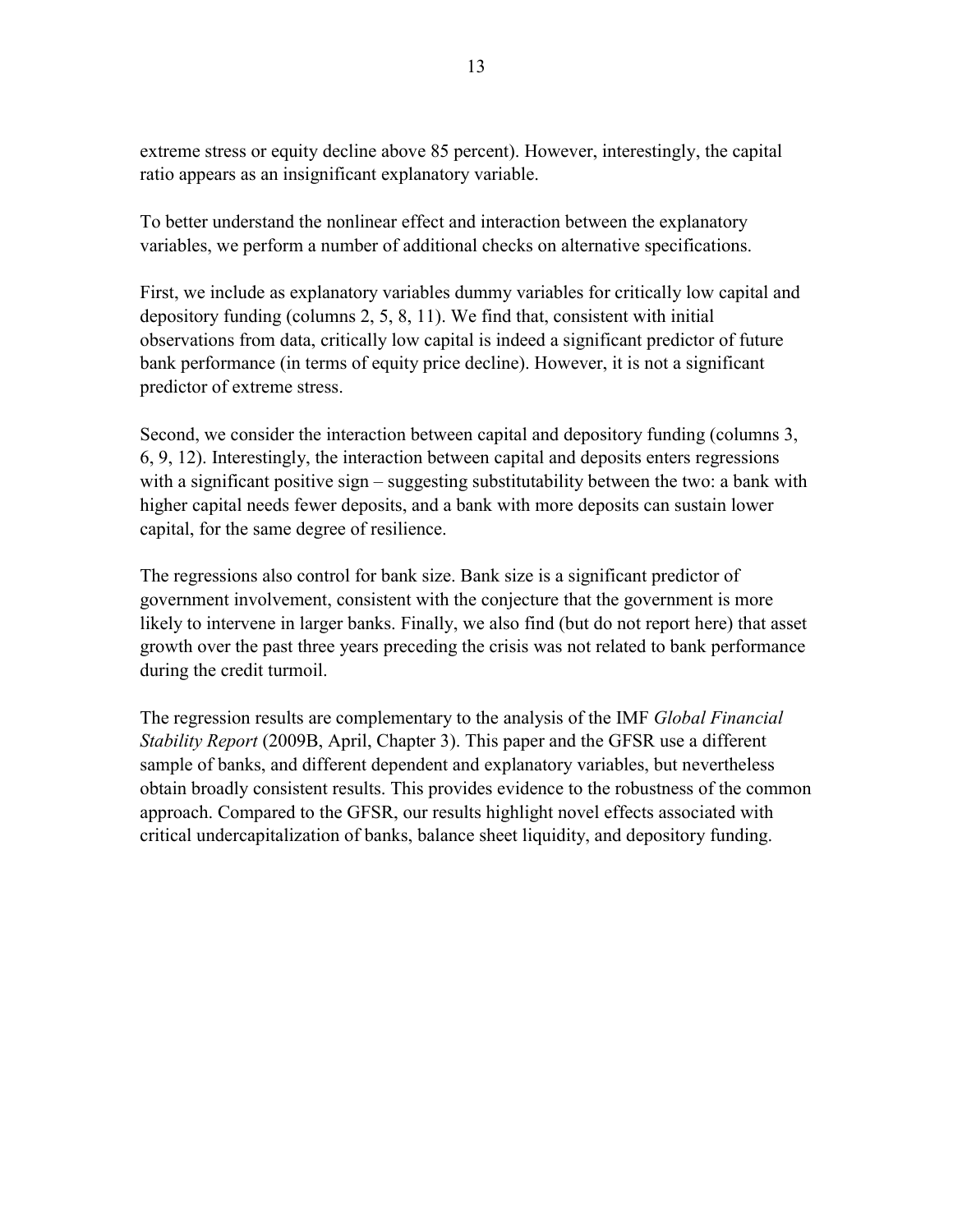extreme stress or equity decline above 85 percent). However, interestingly, the capital ratio appears as an insignificant explanatory variable.

To better understand the nonlinear effect and interaction between the explanatory variables, we perform a number of additional checks on alternative specifications.

First, we include as explanatory variables dummy variables for critically low capital and depository funding (columns 2, 5, 8, 11). We find that, consistent with initial observations from data, critically low capital is indeed a significant predictor of future bank performance (in terms of equity price decline). However, it is not a significant predictor of extreme stress.

Second, we consider the interaction between capital and depository funding (columns 3, 6, 9, 12). Interestingly, the interaction between capital and deposits enters regressions with a significant positive sign – suggesting substitutability between the two: a bank with higher capital needs fewer deposits, and a bank with more deposits can sustain lower capital, for the same degree of resilience.

The regressions also control for bank size. Bank size is a significant predictor of government involvement, consistent with the conjecture that the government is more likely to intervene in larger banks. Finally, we also find (but do not report here) that asset growth over the past three years preceding the crisis was not related to bank performance during the credit turmoil.

The regression results are complementary to the analysis of the IMF *Global Financial Stability Report* (2009B, April, Chapter 3). This paper and the GFSR use a different sample of banks, and different dependent and explanatory variables, but nevertheless obtain broadly consistent results. This provides evidence to the robustness of the common approach. Compared to the GFSR, our results highlight novel effects associated with critical undercapitalization of banks, balance sheet liquidity, and depository funding.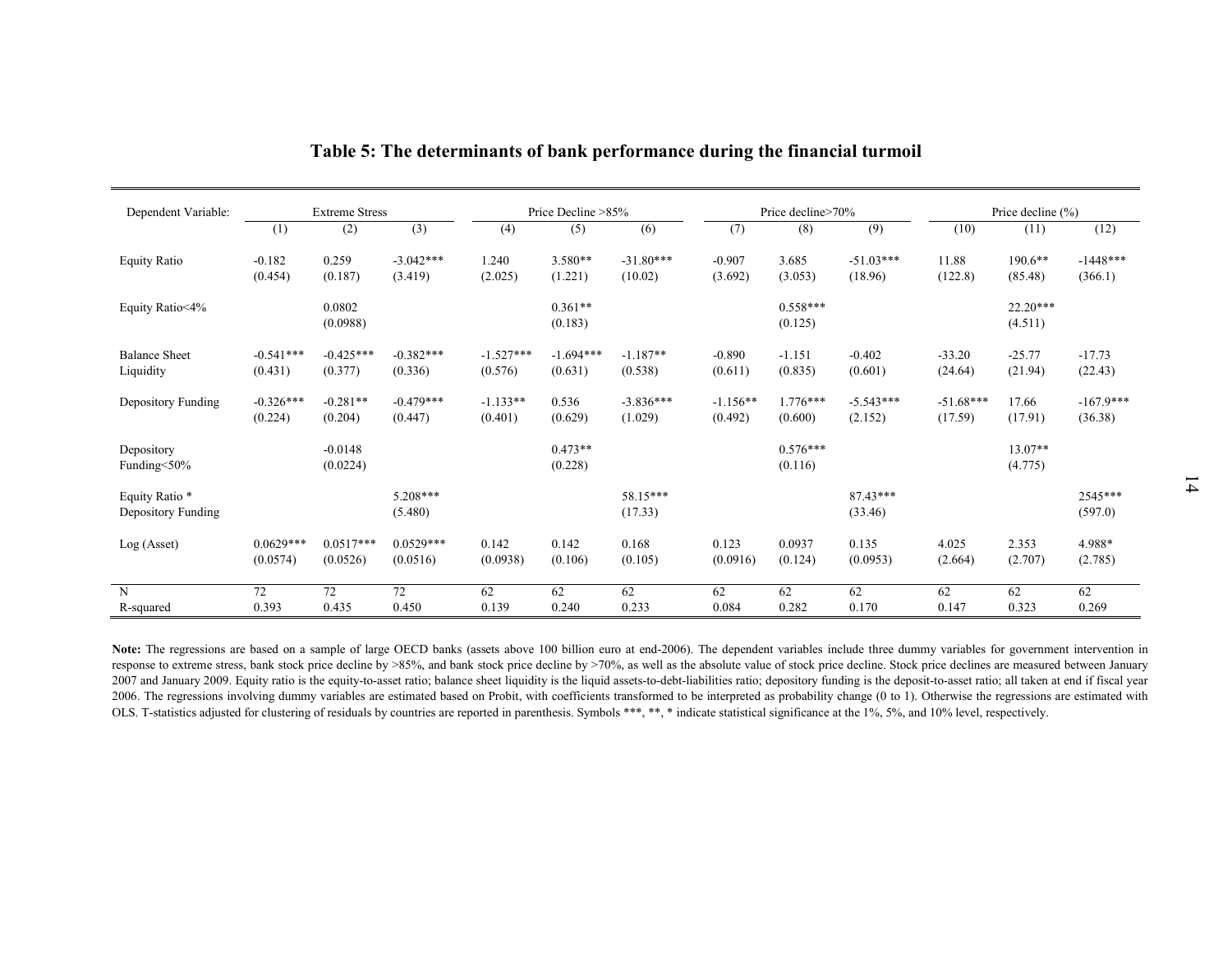## Table 5: The determinants of bank performance during the financial turmoil

| Dependent Variable: | Extreme Stress | | | Price Decline >85% | | | Price decline>70% | | | Price decline (%) | | |
|---|---|---|---|---|---|---|---|---|---|---|---|---|
| | (1) | (2) | (3) | (4) | (5) | (6) | (7) | (8) | (9) | (10) | (11) | (12) |
| Equity Ratio | -0.182 | 0.259 | -3.042*** | 1.240 | 3.580** | -31.80*** | -0.907 | 3.685 | -51.03*** | 11.88 | 190.6** | -1448*** |
| | (0.454) | (0.187) | (3.419) | (2.025) | (1.221) | (10.02) | (3.692) | (3.053) | (18.96) | (122.8) | (85.48) | (366.1) |
| Equity Ratio<4% | | 0.0802 | | | 0.361** | | | 0.558*** | | | 22.20*** | |
| | | (0.0988) | | | (0.183) | | | (0.125) | | | (4.511) | |
| Balance Sheet Liquidity | -0.541*** | -0.425*** | -0.382*** | -1.527*** | -1.694*** | -1.187** | -0.890 | -1.151 | -0.402 | -33.20 | -25.77 | -17.73 |
| | (0.431) | (0.377) | (0.336) | (0.576) | (0.631) | (0.538) | (0.611) | (0.835) | (0.601) | (24.64) | (21.94) | (22.43) |
| Depository Funding | -0.326*** | -0.281** | -0.479*** | -1.133** | 0.536 | -3.836*** | -1.156** | 1.776*** | -5.543*** | -51.68*** | 17.66 | -167.9*** |
| | (0.224) | (0.204) | (0.447) | (0.401) | (0.629) | (1.029) | (0.492) | (0.600) | (2.152) | (17.59) | (17.91) | (36.38) |
| Depository Funding<50% | | -0.0148 | | | 0.473** | | | 0.576*** | | | 13.07** | |
| | | (0.0224) | | | (0.228) | | | (0.116) | | | (4.775) | |
| Equity Ratio * Depository Funding | | | 5.208*** | | | 58.15*** | | | 87.43*** | | | 2545*** |
| | | | (5.480) | | | (17.33) | | | (33.46) | | | (597.0) |
| Log (Asset) | 0.0629*** | 0.0517*** | 0.0529*** | 0.142 | 0.142 | 0.168 | 0.123 | 0.0937 | 0.135 | 4.025 | 2.353 | 4.988* |
| | (0.0574) | (0.0526) | (0.0516) | (0.0938) | (0.106) | (0.105) | (0.0916) | (0.124) | (0.0953) | (2.664) | (2.707) | (2.785) |
| N | 72 | 72 | 72 | 62 | 62 | 62 | 62 | 62 | 62 | 62 | 62 | 62 |
| R-squared | 0.393 | 0.435 | 0.450 | 0.139 | 0.240 | 0.233 | 0.084 | 0.282 | 0.170 | 0.147 | 0.323 | 0.269 |

**Note:** The regressions are based on a sample of large OECD banks (assets above 100 billion euro at end-2006). The dependent variables include three dummy variables for government intervention in response to extreme stress, bank stock price decline by >85%, and bank stock price decline by >70%, as well as the absolute value of stock price decline. Stock price declines are measured between January 2007 and January 2009. Equity ratio is the equity-to-asset ratio; balance sheet liquidity is the liquid assets-to-debt-liabilities ratio; depository funding is the deposit-to-asset ratio; all taken at end if fiscal year 2006. The regressions involving dummy variables are estimated based on Probit, with coefficients transformed to be interpreted as probability change (0 to 1). Otherwise the regressions are estimated with OLS. T-statistics adjusted for clustering of residuals by countries are reported in parenthesis. Symbols ***, **, * indicate statistical significance at the 1%, 5%, and 10% level, respectively.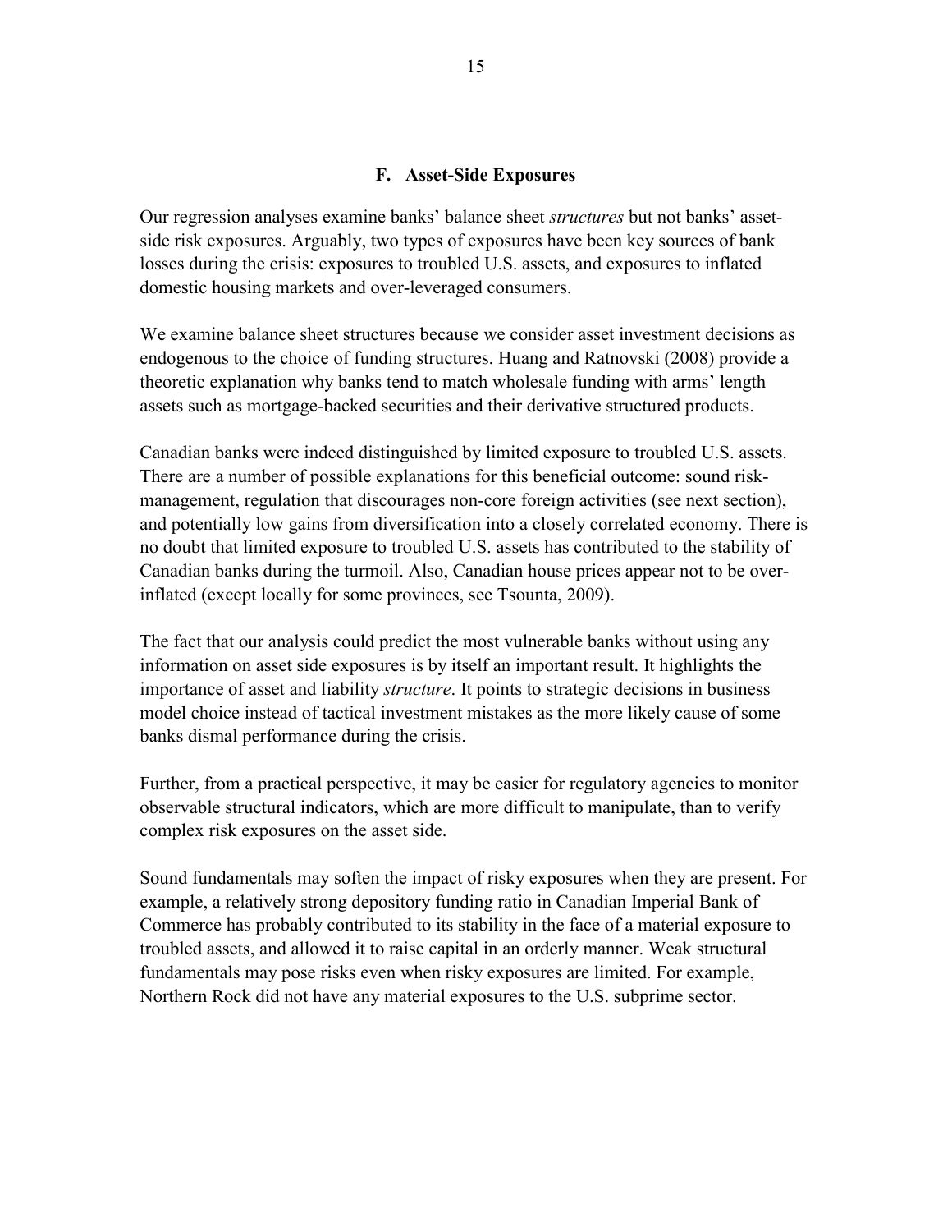### F. Asset-Side Exposures

Our regression analyses examine banks' balance sheet *structures* but not banks' asset-side risk exposures. Arguably, two types of exposures have been key sources of bank losses during the crisis: exposures to troubled U.S. assets, and exposures to inflated domestic housing markets and over-leveraged consumers.

We examine balance sheet structures because we consider asset investment decisions as endogenous to the choice of funding structures. Huang and Ratnovski (2008) provide a theoretic explanation why banks tend to match wholesale funding with arms' length assets such as mortgage-backed securities and their derivative structured products.

Canadian banks were indeed distinguished by limited exposure to troubled U.S. assets. There are a number of possible explanations for this beneficial outcome: sound risk-management, regulation that discourages non-core foreign activities (see next section), and potentially low gains from diversification into a closely correlated economy. There is no doubt that limited exposure to troubled U.S. assets has contributed to the stability of Canadian banks during the turmoil. Also, Canadian house prices appear not to be over-inflated (except locally for some provinces, see Tsounta, 2009).

The fact that our analysis could predict the most vulnerable banks without using any information on asset side exposures is by itself an important result. It highlights the importance of asset and liability *structure*. It points to strategic decisions in business model choice instead of tactical investment mistakes as the more likely cause of some banks dismal performance during the crisis.

Further, from a practical perspective, it may be easier for regulatory agencies to monitor observable structural indicators, which are more difficult to manipulate, than to verify complex risk exposures on the asset side.

Sound fundamentals may soften the impact of risky exposures when they are present. For example, a relatively strong depository funding ratio in Canadian Imperial Bank of Commerce has probably contributed to its stability in the face of a material exposure to troubled assets, and allowed it to raise capital in an orderly manner. Weak structural fundamentals may pose risks even when risky exposures are limited. For example, Northern Rock did not have any material exposures to the U.S. subprime sector.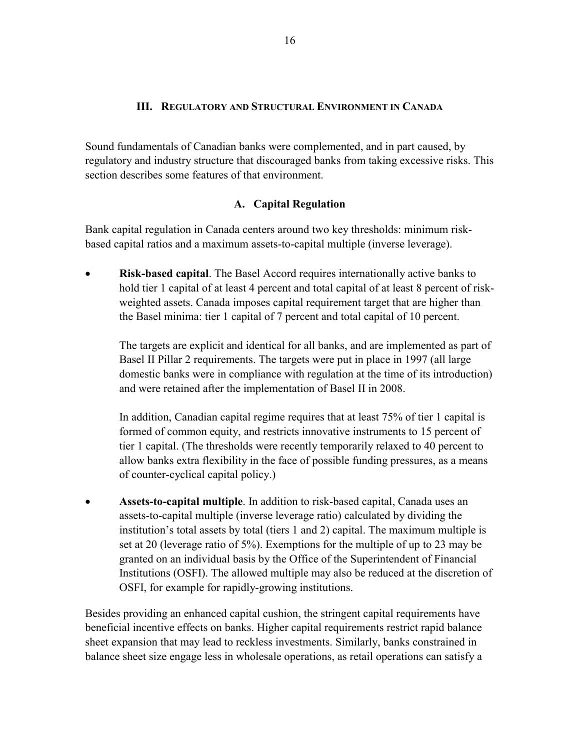## III. Regulatory and Structural Environment in Canada

Sound fundamentals of Canadian banks were complemented, and in part caused, by regulatory and industry structure that discouraged banks from taking excessive risks. This section describes some features of that environment.

### A. Capital Regulation

Bank capital regulation in Canada centers around two key thresholds: minimum risk-based capital ratios and a maximum assets-to-capital multiple (inverse leverage).

- **Risk-based capital**. The Basel Accord requires internationally active banks to hold tier 1 capital of at least 4 percent and total capital of at least 8 percent of risk-weighted assets. Canada imposes capital requirement target that are higher than the Basel minima: tier 1 capital of 7 percent and total capital of 10 percent.

  The targets are explicit and identical for all banks, and are implemented as part of Basel II Pillar 2 requirements. The targets were put in place in 1997 (all large domestic banks were in compliance with regulation at the time of its introduction) and were retained after the implementation of Basel II in 2008.

  In addition, Canadian capital regime requires that at least 75% of tier 1 capital is formed of common equity, and restricts innovative instruments to 15 percent of tier 1 capital. (The thresholds were recently temporarily relaxed to 40 percent to allow banks extra flexibility in the face of possible funding pressures, as a means of counter-cyclical capital policy.)

- **Assets-to-capital multiple**. In addition to risk-based capital, Canada uses an assets-to-capital multiple (inverse leverage ratio) calculated by dividing the institution's total assets by total (tiers 1 and 2) capital. The maximum multiple is set at 20 (leverage ratio of 5%). Exemptions for the multiple of up to 23 may be granted on an individual basis by the Office of the Superintendent of Financial Institutions (OSFI). The allowed multiple may also be reduced at the discretion of OSFI, for example for rapidly-growing institutions.

Besides providing an enhanced capital cushion, the stringent capital requirements have beneficial incentive effects on banks. Higher capital requirements restrict rapid balance sheet expansion that may lead to reckless investments. Similarly, banks constrained in balance sheet size engage less in wholesale operations, as retail operations can satisfy a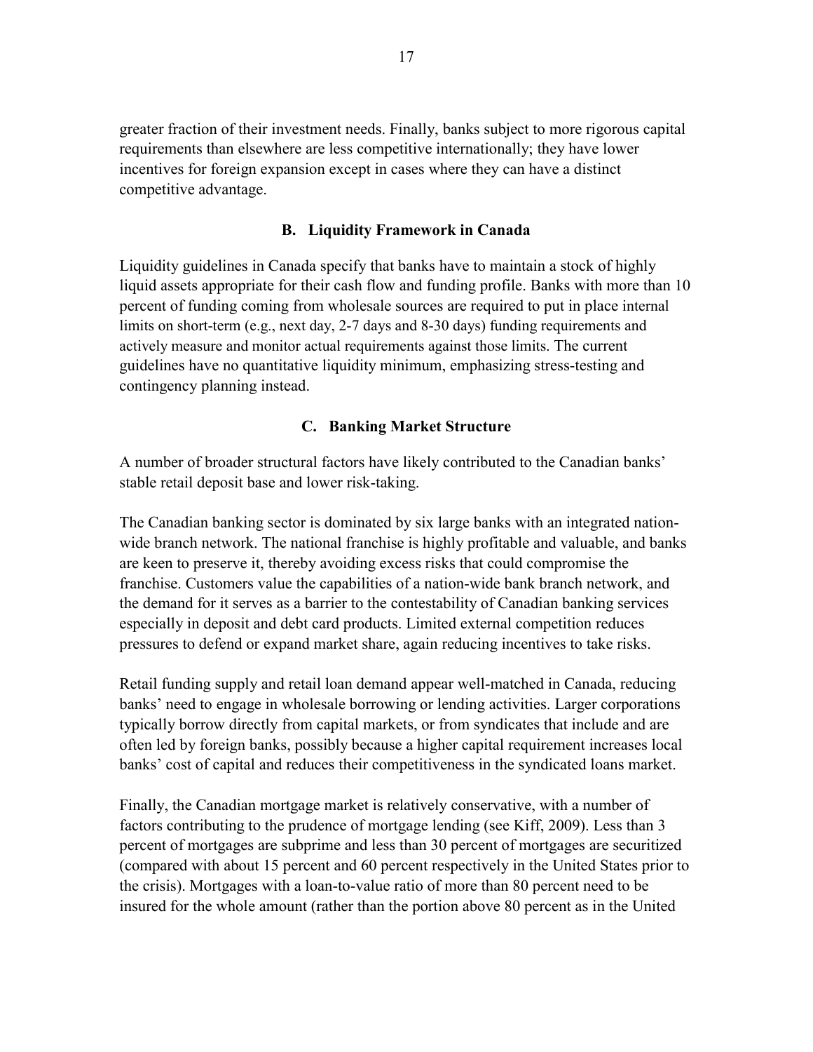greater fraction of their investment needs. Finally, banks subject to more rigorous capital requirements than elsewhere are less competitive internationally; they have lower incentives for foreign expansion except in cases where they can have a distinct competitive advantage.

### B. Liquidity Framework in Canada

Liquidity guidelines in Canada specify that banks have to maintain a stock of highly liquid assets appropriate for their cash flow and funding profile. Banks with more than 10 percent of funding coming from wholesale sources are required to put in place internal limits on short-term (e.g., next day, 2-7 days and 8-30 days) funding requirements and actively measure and monitor actual requirements against those limits. The current guidelines have no quantitative liquidity minimum, emphasizing stress-testing and contingency planning instead.

### C. Banking Market Structure

A number of broader structural factors have likely contributed to the Canadian banks' stable retail deposit base and lower risk-taking.

The Canadian banking sector is dominated by six large banks with an integrated nation-wide branch network. The national franchise is highly profitable and valuable, and banks are keen to preserve it, thereby avoiding excess risks that could compromise the franchise. Customers value the capabilities of a nation-wide bank branch network, and the demand for it serves as a barrier to the contestability of Canadian banking services especially in deposit and debt card products. Limited external competition reduces pressures to defend or expand market share, again reducing incentives to take risks.

Retail funding supply and retail loan demand appear well-matched in Canada, reducing banks' need to engage in wholesale borrowing or lending activities. Larger corporations typically borrow directly from capital markets, or from syndicates that include and are often led by foreign banks, possibly because a higher capital requirement increases local banks' cost of capital and reduces their competitiveness in the syndicated loans market.

Finally, the Canadian mortgage market is relatively conservative, with a number of factors contributing to the prudence of mortgage lending (see Kiff, 2009). Less than 3 percent of mortgages are subprime and less than 30 percent of mortgages are securitized (compared with about 15 percent and 60 percent respectively in the United States prior to the crisis). Mortgages with a loan-to-value ratio of more than 80 percent need to be insured for the whole amount (rather than the portion above 80 percent as in the United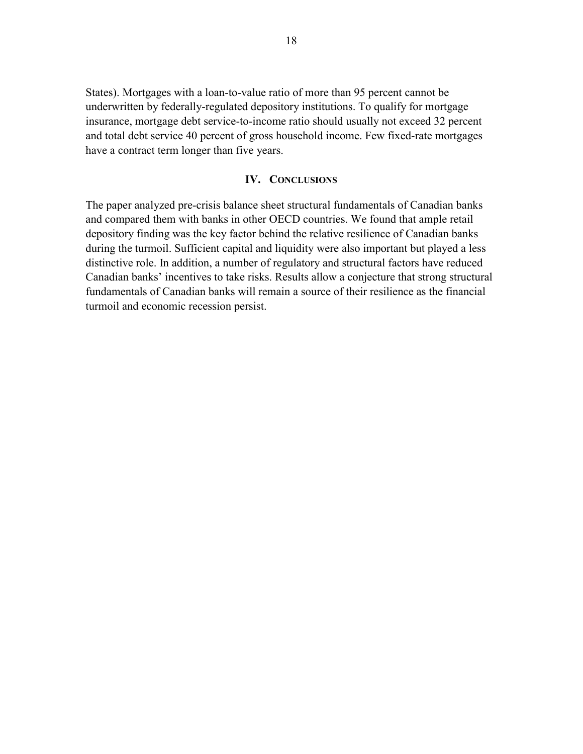States). Mortgages with a loan-to-value ratio of more than 95 percent cannot be underwritten by federally-regulated depository institutions. To qualify for mortgage insurance, mortgage debt service-to-income ratio should usually not exceed 32 percent and total debt service 40 percent of gross household income. Few fixed-rate mortgages have a contract term longer than five years.

## IV. Conclusions

The paper analyzed pre-crisis balance sheet structural fundamentals of Canadian banks and compared them with banks in other OECD countries. We found that ample retail depository finding was the key factor behind the relative resilience of Canadian banks during the turmoil. Sufficient capital and liquidity were also important but played a less distinctive role. In addition, a number of regulatory and structural factors have reduced Canadian banks' incentives to take risks. Results allow a conjecture that strong structural fundamentals of Canadian banks will remain a source of their resilience as the financial turmoil and economic recession persist.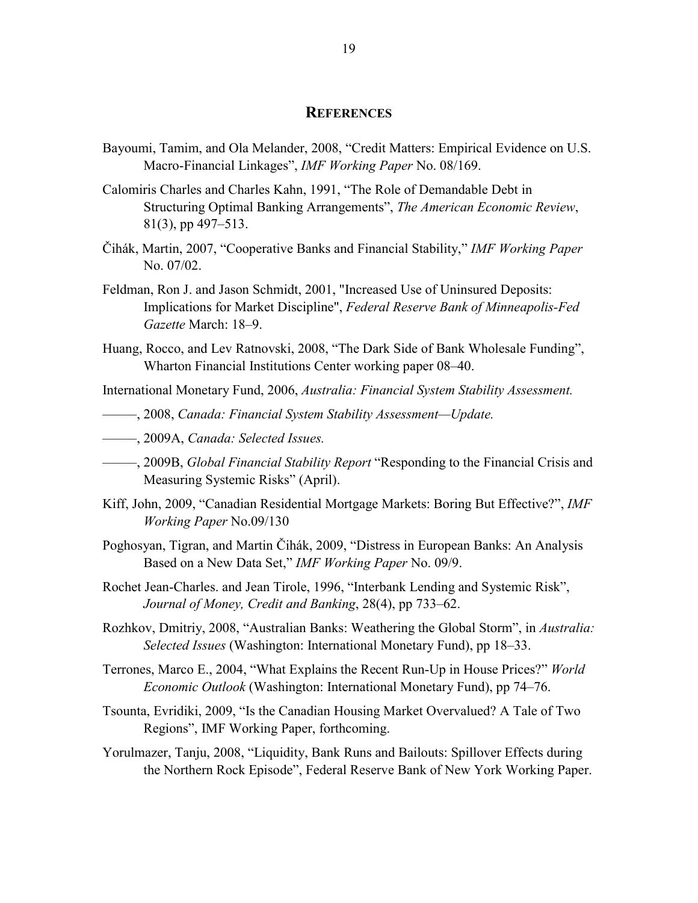## REFERENCES

Bayoumi, Tamim, and Ola Melander, 2008, "Credit Matters: Empirical Evidence on U.S. Macro-Financial Linkages", *IMF Working Paper* No. 08/169.

Calomiris Charles and Charles Kahn, 1991, "The Role of Demandable Debt in Structuring Optimal Banking Arrangements", *The American Economic Review*, 81(3), pp 497–513.

Čihák, Martin, 2007, "Cooperative Banks and Financial Stability," *IMF Working Paper* No. 07/02.

Feldman, Ron J. and Jason Schmidt, 2001, "Increased Use of Uninsured Deposits: Implications for Market Discipline", *Federal Reserve Bank of Minneapolis-Fed Gazette* March: 18–9.

Huang, Rocco, and Lev Ratnovski, 2008, "The Dark Side of Bank Wholesale Funding", Wharton Financial Institutions Center working paper 08–40.

International Monetary Fund, 2006, *Australia: Financial System Stability Assessment.*

———, 2008, *Canada: Financial System Stability Assessment—Update.*

———, 2009A, *Canada: Selected Issues.*

———, 2009B, *Global Financial Stability Report* "Responding to the Financial Crisis and Measuring Systemic Risks" (April).

Kiff, John, 2009, "Canadian Residential Mortgage Markets: Boring But Effective?", *IMF Working Paper* No.09/130

Poghosyan, Tigran, and Martin Čihák, 2009, "Distress in European Banks: An Analysis Based on a New Data Set," *IMF Working Paper* No. 09/9.

Rochet Jean-Charles. and Jean Tirole, 1996, "Interbank Lending and Systemic Risk", *Journal of Money, Credit and Banking*, 28(4), pp 733–62.

Rozhkov, Dmitriy, 2008, "Australian Banks: Weathering the Global Storm", in *Australia: Selected Issues* (Washington: International Monetary Fund), pp 18–33.

Terrones, Marco E., 2004, "What Explains the Recent Run-Up in House Prices?" *World Economic Outlook* (Washington: International Monetary Fund), pp 74–76.

Tsounta, Evridiki, 2009, "Is the Canadian Housing Market Overvalued? A Tale of Two Regions", IMF Working Paper, forthcoming.

Yorulmazer, Tanju, 2008, "Liquidity, Bank Runs and Bailouts: Spillover Effects during the Northern Rock Episode", Federal Reserve Bank of New York Working Paper.